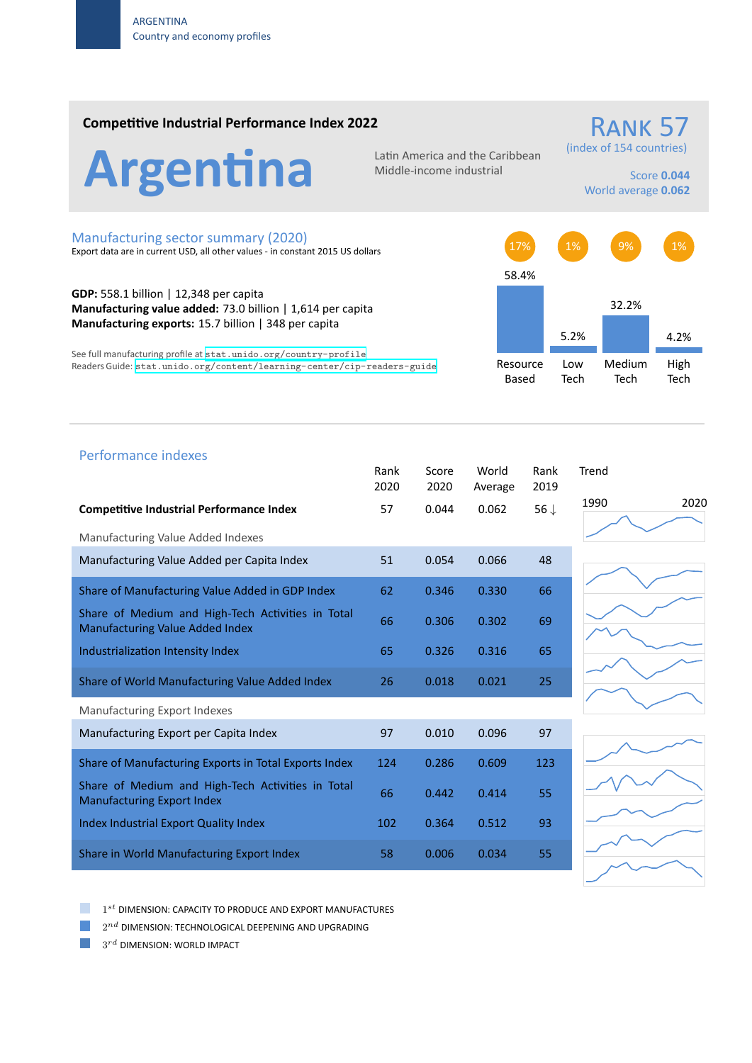ARGENTINA
Country and economy profiles

## Competitive Industrial Performance Index 2022

# Argentina

Latin America and the Caribbean
Middle-income industrial

**RANK 57**
(index of 154 countries)

Score **0.044**
World average **0.062**

## Manufacturing sector summary (2020)

Export data are in current USD, all other values - in constant 2015 US dollars

**GDP:** 558.1 billion | 12,348 per capita
**Manufacturing value added:** 73.0 billion | 1,614 per capita
**Manufacturing exports:** 15.7 billion | 348 per capita

See full manufacturing profile at stat.unido.org/country-profile
Readers Guide: stat.unido.org/content/learning-center/cip-readers-guide

| | Resource Based | Low Tech | Medium Tech | High Tech |
|---|---|---|---|---|
| | 17% | 1% | 9% | 1% |
| | 58.4% | 5.2% | 32.2% | 4.2% |

## Performance indexes

| | Rank 2020 | Score 2020 | World Average | Rank 2019 | Trend 1990–2020 |
|---|---|---|---|---|---|
| **Competitive Industrial Performance Index** | 57 | 0.044 | 0.062 | 56 ↓ | |
| *Manufacturing Value Added Indexes* | | | | | |
| Manufacturing Value Added per Capita Index | 51 | 0.054 | 0.066 | 48 | |
| Share of Manufacturing Value Added in GDP Index | 62 | 0.346 | 0.330 | 66 | |
| Share of Medium and High-Tech Activities in Total Manufacturing Value Added Index | 66 | 0.306 | 0.302 | 69 | |
| Industrialization Intensity Index | 65 | 0.326 | 0.316 | 65 | |
| Share of World Manufacturing Value Added Index | 26 | 0.018 | 0.021 | 25 | |
| *Manufacturing Export Indexes* | | | | | |
| Manufacturing Export per Capita Index | 97 | 0.010 | 0.096 | 97 | |
| Share of Manufacturing Exports in Total Exports Index | 124 | 0.286 | 0.609 | 123 | |
| Share of Medium and High-Tech Activities in Total Manufacturing Export Index | 66 | 0.442 | 0.414 | 55 | |
| Index Industrial Export Quality Index | 102 | 0.364 | 0.512 | 93 | |
| Share in World Manufacturing Export Index | 58 | 0.006 | 0.034 | 55 | |

1st DIMENSION: CAPACITY TO PRODUCE AND EXPORT MANUFACTURES
2nd DIMENSION: TECHNOLOGICAL DEEPENING AND UPGRADING
3rd DIMENSION: WORLD IMPACT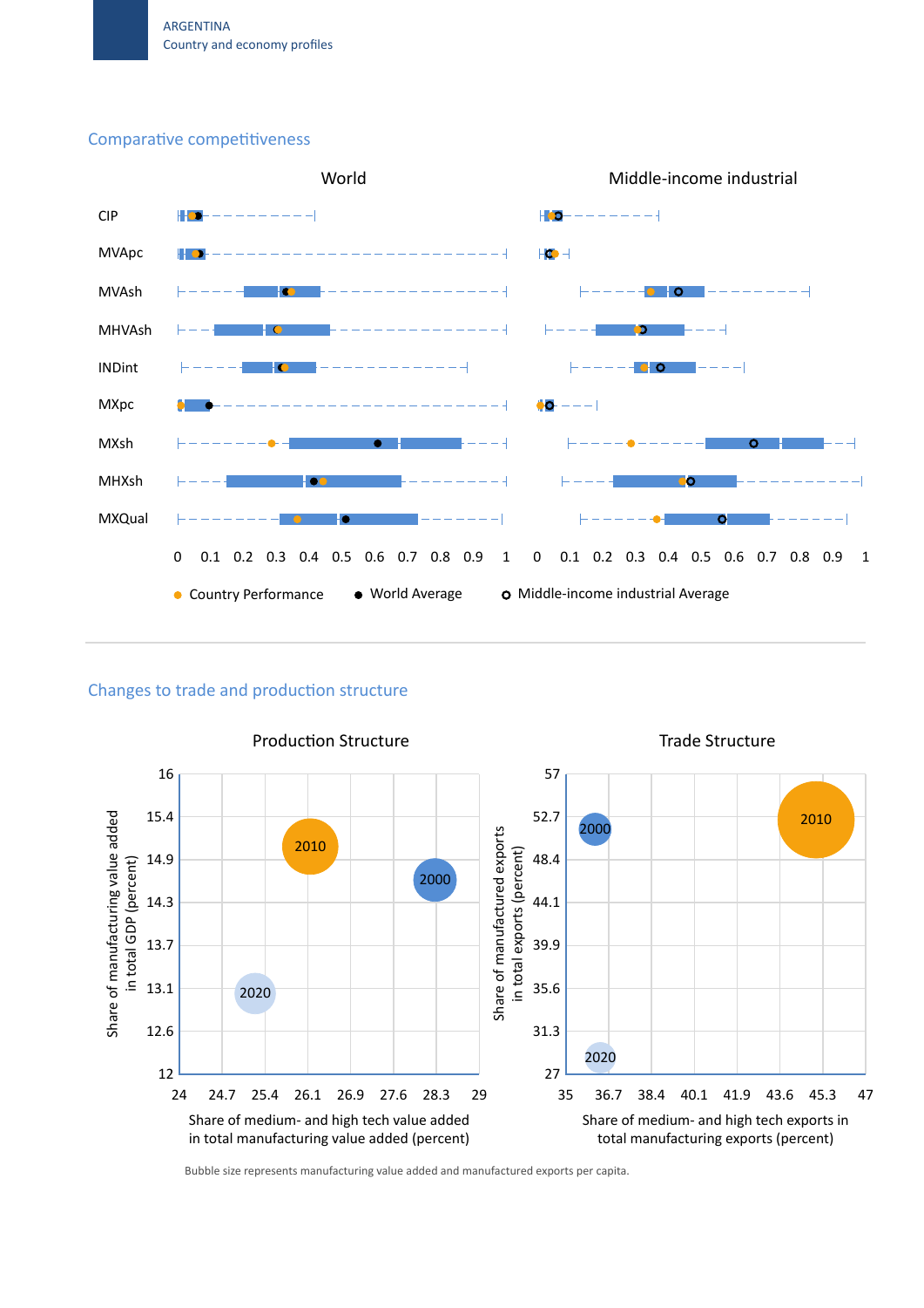## Comparative competitiveness

World

Middle-income industrial

CIP

MVApc

MVAsh

MHVAsh

INDint

MXpc

MXsh

MHXsh

MXQual

0 0.1 0.2 0.3 0.4 0.5 0.6 0.7 0.8 0.9 1

0 0.1 0.2 0.3 0.4 0.5 0.6 0.7 0.8 0.9 1

Country Performance   World Average   Middle-income industrial Average

## Changes to trade and production structure

Production Structure

Share of manufacturing value added in total GDP (percent)

16
15.4
14.9
14.3
13.7
13.1
12.6
12

24 24.7 25.4 26.1 26.9 27.6 28.3 29

Share of medium- and high tech value added in total manufacturing value added (percent)

2010

2000

2020

Trade Structure

Share of manufactured exports in total exports (percent)

57
52.7
48.4
44.1
39.9
35.6
31.3
27

35 36.7 38.4 40.1 41.9 43.6 45.3 47

Share of medium- and high tech exports in total manufacturing exports (percent)

2000

2010

2020

Bubble size represents manufacturing value added and manufactured exports per capita.